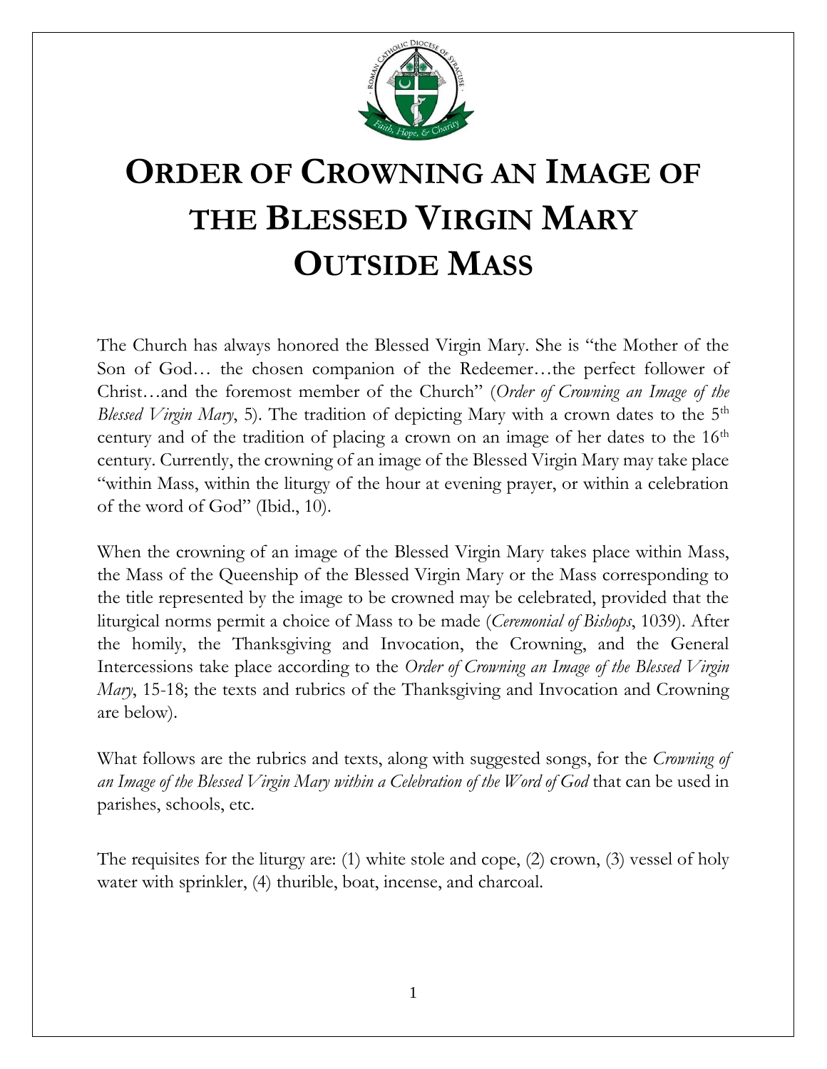# ORDER OF CROWNING AN IMAGE OF THE BLESSED VIRGIN MARY OUTSIDE MASS

The Church has always honored the Blessed Virgin Mary. She is "the Mother of the Son of God… the chosen companion of the Redeemer…the perfect follower of Christ…and the foremost member of the Church" (*Order of Crowning an Image of the Blessed Virgin Mary*, 5). The tradition of depicting Mary with a crown dates to the 5th century and of the tradition of placing a crown on an image of her dates to the 16th century. Currently, the crowning of an image of the Blessed Virgin Mary may take place "within Mass, within the liturgy of the hour at evening prayer, or within a celebration of the word of God" (Ibid., 10).

When the crowning of an image of the Blessed Virgin Mary takes place within Mass, the Mass of the Queenship of the Blessed Virgin Mary or the Mass corresponding to the title represented by the image to be crowned may be celebrated, provided that the liturgical norms permit a choice of Mass to be made (*Ceremonial of Bishops*, 1039). After the homily, the Thanksgiving and Invocation, the Crowning, and the General Intercessions take place according to the *Order of Crowning an Image of the Blessed Virgin Mary*, 15-18; the texts and rubrics of the Thanksgiving and Invocation and Crowning are below).

What follows are the rubrics and texts, along with suggested songs, for the *Crowning of an Image of the Blessed Virgin Mary within a Celebration of the Word of God* that can be used in parishes, schools, etc.

The requisites for the liturgy are: (1) white stole and cope, (2) crown, (3) vessel of holy water with sprinkler, (4) thurible, boat, incense, and charcoal.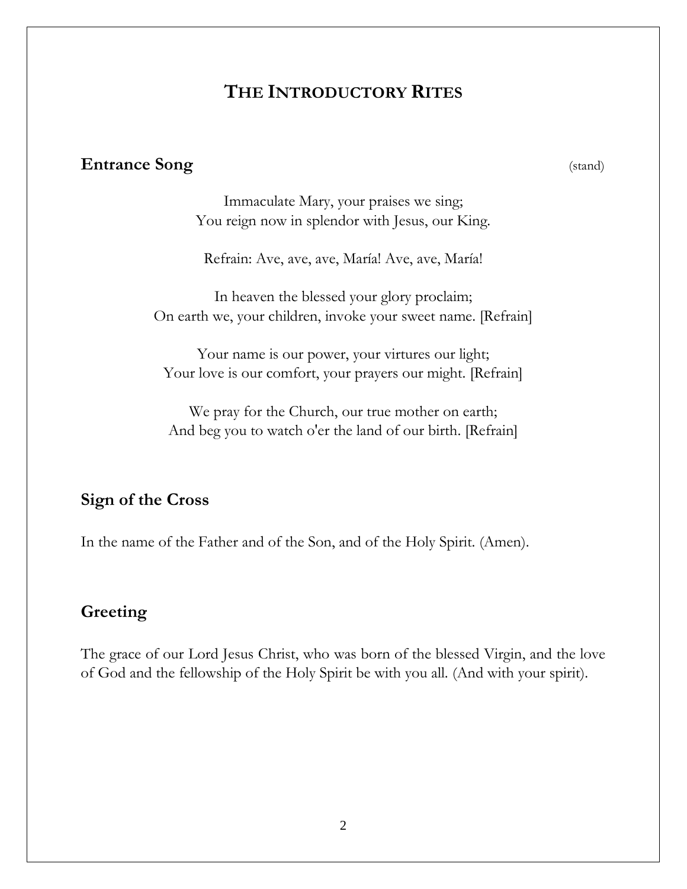# THE INTRODUCTORY RITES

## Entrance Song (stand)

Immaculate Mary, your praises we sing;
You reign now in splendor with Jesus, our King.

Refrain: Ave, ave, ave, María! Ave, ave, María!

In heaven the blessed your glory proclaim;
On earth we, your children, invoke your sweet name. [Refrain]

Your name is our power, your virtures our light;
Your love is our comfort, your prayers our might. [Refrain]

We pray for the Church, our true mother on earth;
And beg you to watch o'er the land of our birth. [Refrain]

## Sign of the Cross

In the name of the Father and of the Son, and of the Holy Spirit. (Amen).

## Greeting

The grace of our Lord Jesus Christ, who was born of the blessed Virgin, and the love of God and the fellowship of the Holy Spirit be with you all. (And with your spirit).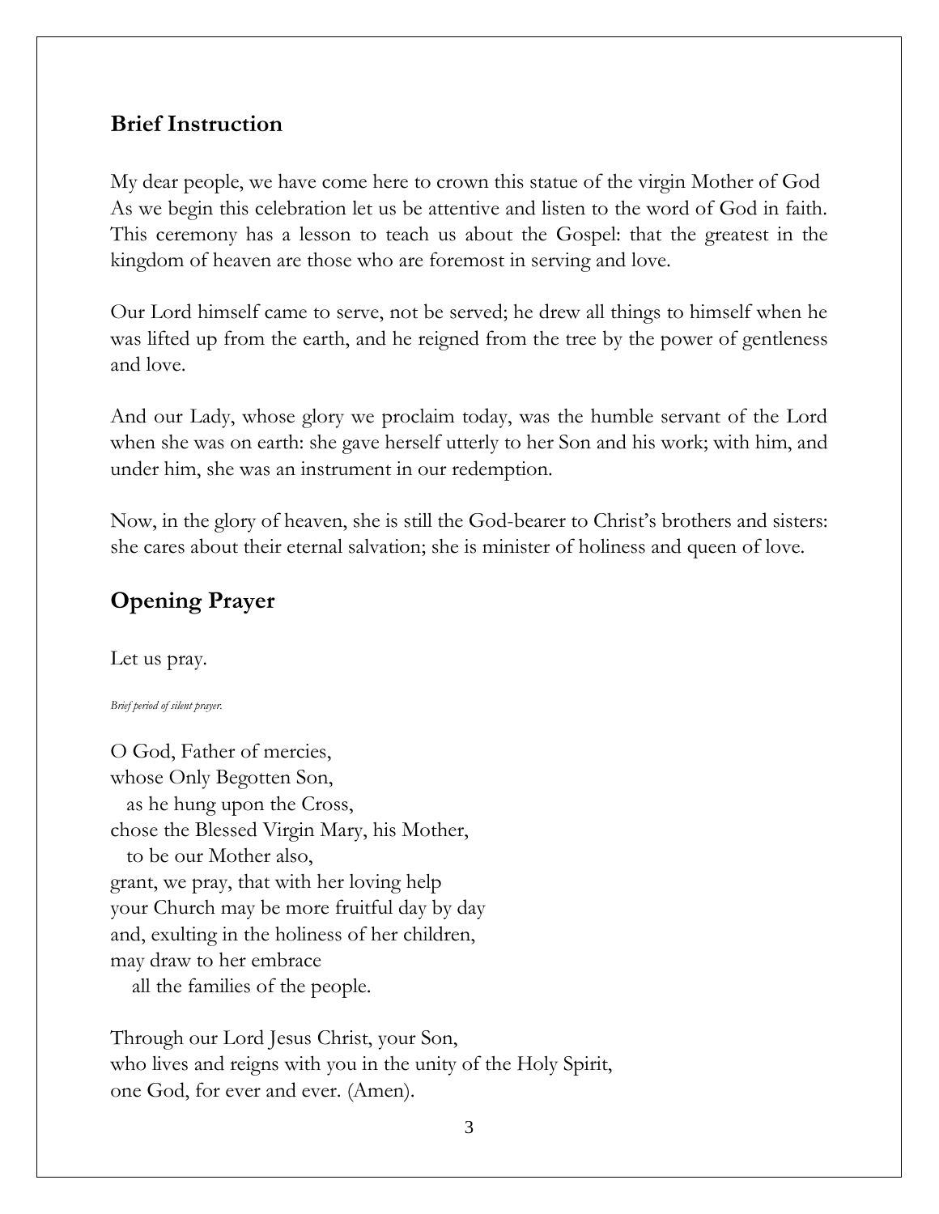## Brief Instruction

My dear people, we have come here to crown this statue of the virgin Mother of God As we begin this celebration let us be attentive and listen to the word of God in faith. This ceremony has a lesson to teach us about the Gospel: that the greatest in the kingdom of heaven are those who are foremost in serving and love.

Our Lord himself came to serve, not be served; he drew all things to himself when he was lifted up from the earth, and he reigned from the tree by the power of gentleness and love.

And our Lady, whose glory we proclaim today, was the humble servant of the Lord when she was on earth: she gave herself utterly to her Son and his work; with him, and under him, she was an instrument in our redemption.

Now, in the glory of heaven, she is still the God-bearer to Christ's brothers and sisters: she cares about their eternal salvation; she is minister of holiness and queen of love.

## Opening Prayer

Let us pray.

*Brief period of silent prayer.*

O God, Father of mercies,
whose Only Begotten Son,
as he hung upon the Cross,
chose the Blessed Virgin Mary, his Mother,
to be our Mother also,
grant, we pray, that with her loving help
your Church may be more fruitful day by day
and, exulting in the holiness of her children,
may draw to her embrace
all the families of the people.

Through our Lord Jesus Christ, your Son,
who lives and reigns with you in the unity of the Holy Spirit,
one God, for ever and ever. (Amen).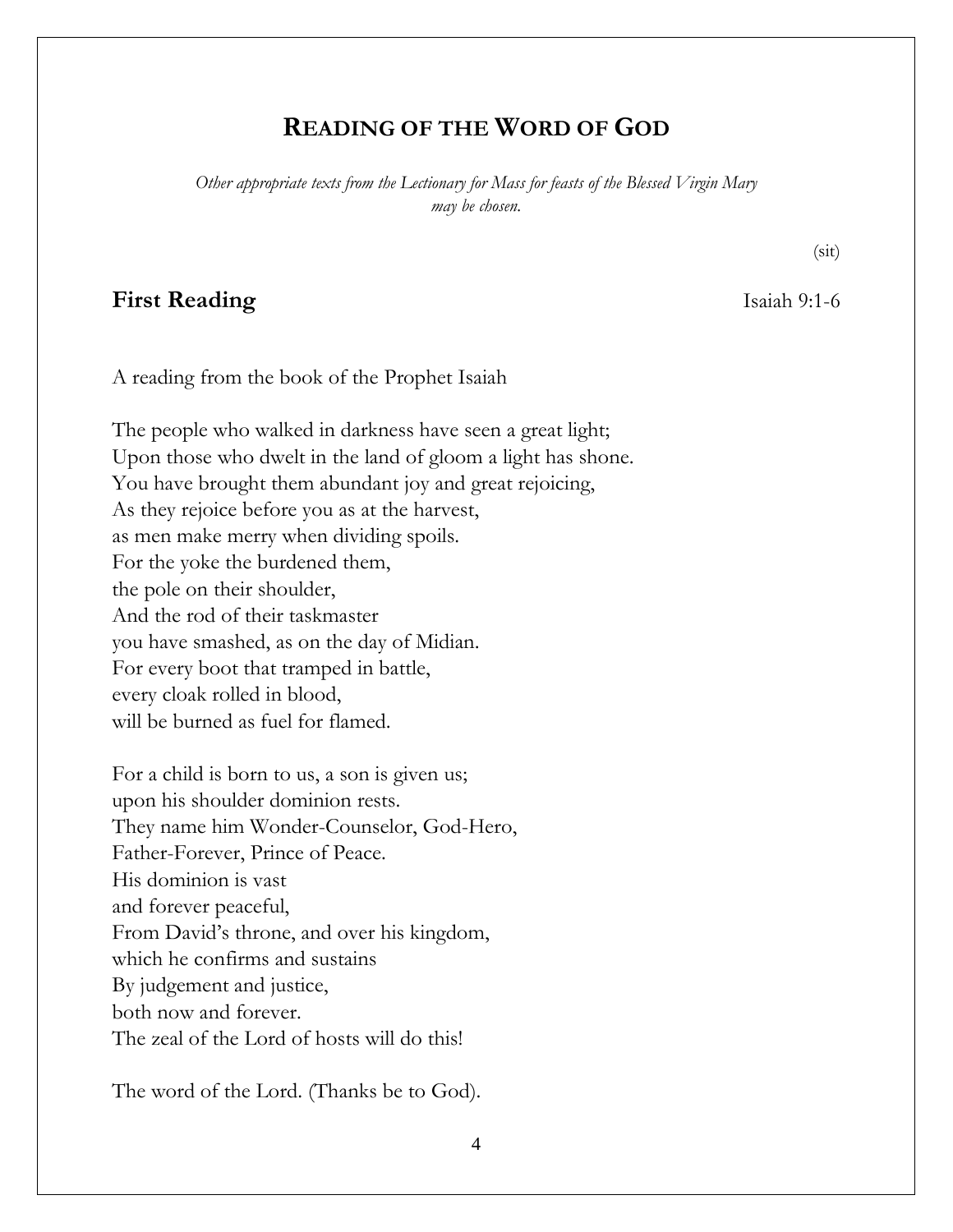# READING OF THE WORD OF GOD

*Other appropriate texts from the Lectionary for Mass for feasts of the Blessed Virgin Mary may be chosen.*

(sit)

## First Reading — Isaiah 9:1-6

A reading from the book of the Prophet Isaiah

The people who walked in darkness have seen a great light;
Upon those who dwelt in the land of gloom a light has shone.
You have brought them abundant joy and great rejoicing,
As they rejoice before you as at the harvest,
as men make merry when dividing spoils.
For the yoke the burdened them,
the pole on their shoulder,
And the rod of their taskmaster
you have smashed, as on the day of Midian.
For every boot that tramped in battle,
every cloak rolled in blood,
will be burned as fuel for flamed.

For a child is born to us, a son is given us;
upon his shoulder dominion rests.
They name him Wonder-Counselor, God-Hero,
Father-Forever, Prince of Peace.
His dominion is vast
and forever peaceful,
From David's throne, and over his kingdom,
which he confirms and sustains
By judgement and justice,
both now and forever.
The zeal of the Lord of hosts will do this!

The word of the Lord. (Thanks be to God).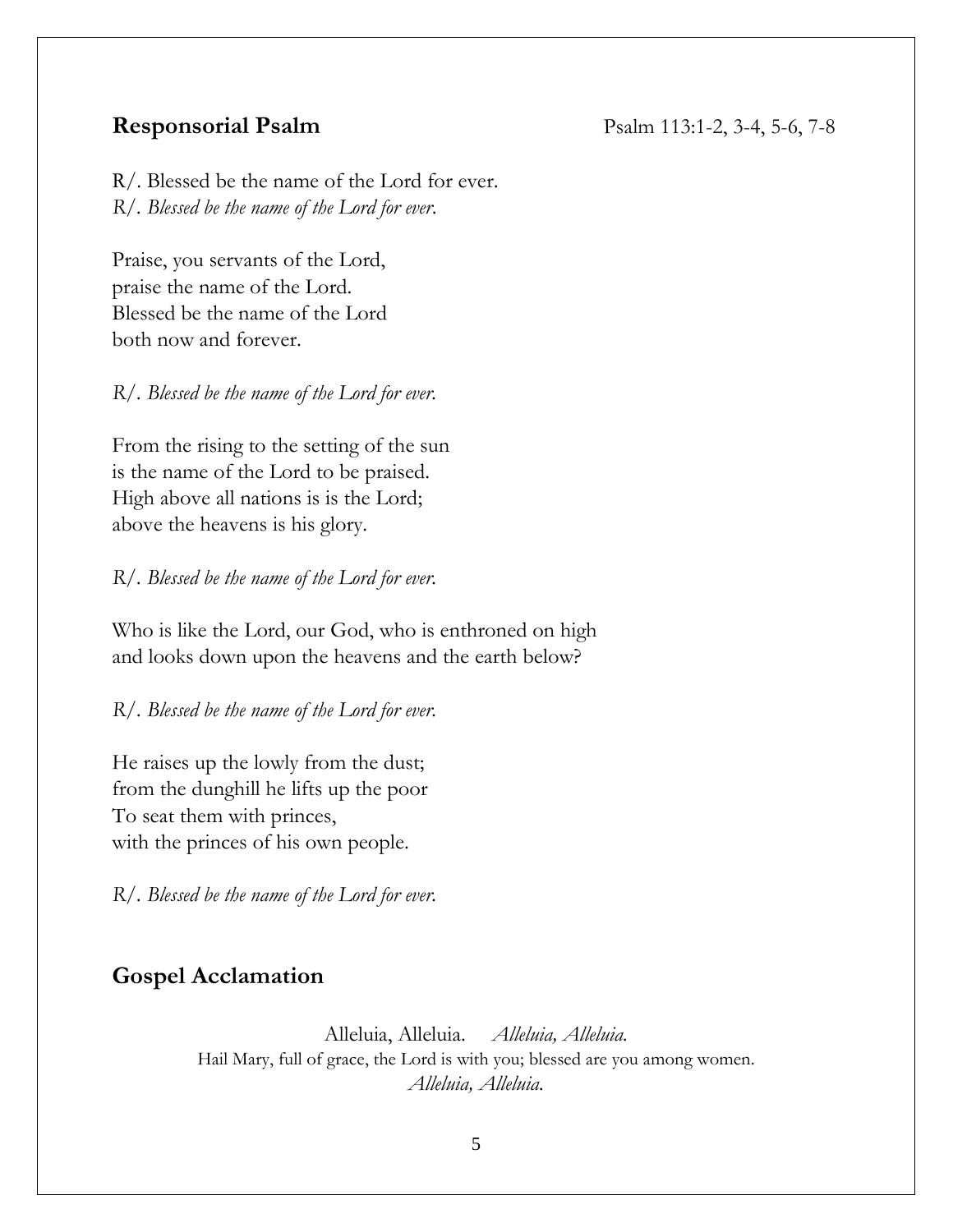## Responsorial Psalm

Psalm 113:1-2, 3-4, 5-6, 7-8

R/. Blessed be the name of the Lord for ever.
*R/. Blessed be the name of the Lord for ever.*

Praise, you servants of the Lord,
praise the name of the Lord.
Blessed be the name of the Lord
both now and forever.

*R/. Blessed be the name of the Lord for ever.*

From the rising to the setting of the sun
is the name of the Lord to be praised.
High above all nations is is the Lord;
above the heavens is his glory.

*R/. Blessed be the name of the Lord for ever.*

Who is like the Lord, our God, who is enthroned on high
and looks down upon the heavens and the earth below?

*R/. Blessed be the name of the Lord for ever.*

He raises up the lowly from the dust;
from the dunghill he lifts up the poor
To seat them with princes,
with the princes of his own people.

*R/. Blessed be the name of the Lord for ever.*

## Gospel Acclamation

Alleluia, Alleluia. *Alleluia, Alleluia.*
Hail Mary, full of grace, the Lord is with you; blessed are you among women.
*Alleluia, Alleluia.*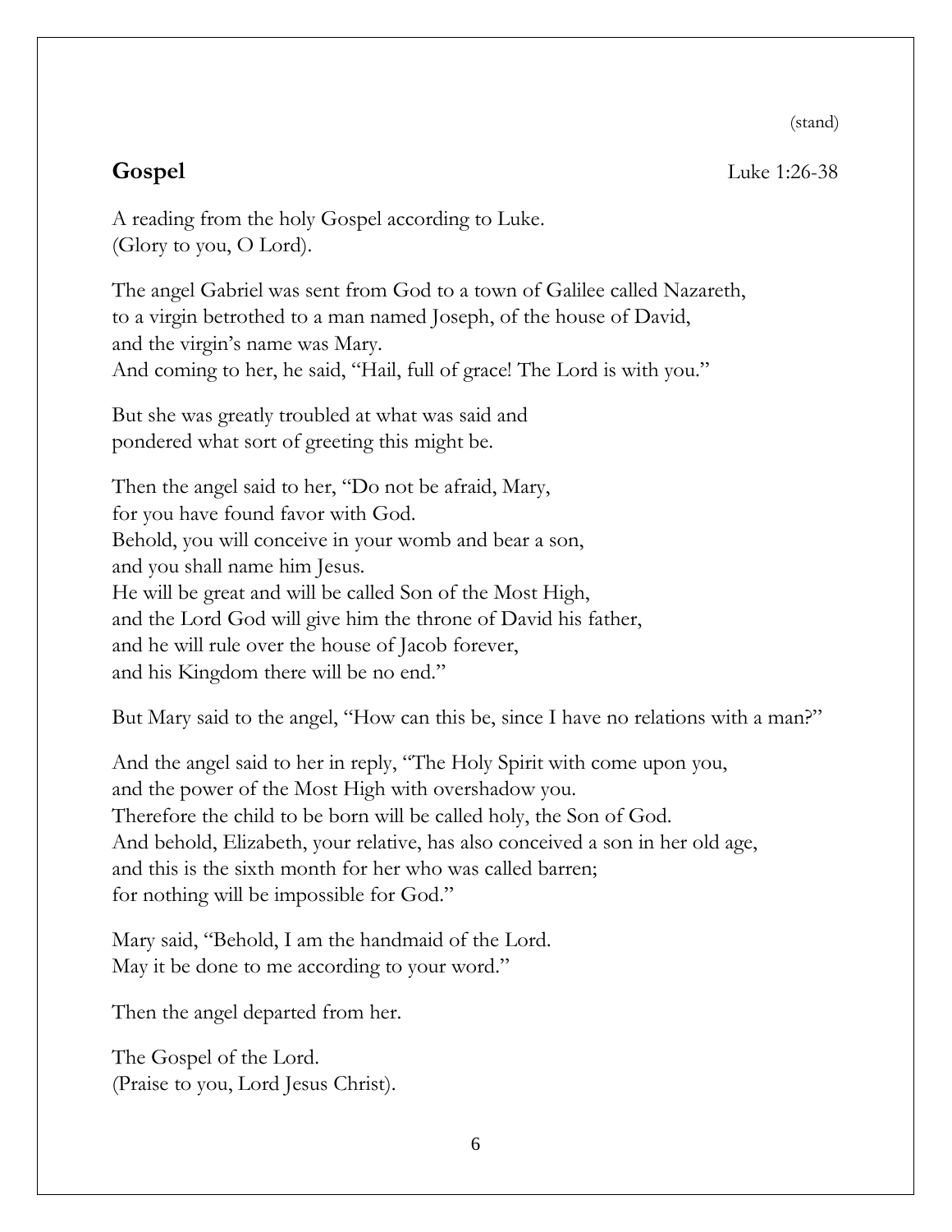(stand)

**Gospel** Luke 1:26-38

A reading from the holy Gospel according to Luke.
(Glory to you, O Lord).

The angel Gabriel was sent from God to a town of Galilee called Nazareth,
to a virgin betrothed to a man named Joseph, of the house of David,
and the virgin's name was Mary.
And coming to her, he said, "Hail, full of grace! The Lord is with you."

But she was greatly troubled at what was said and
pondered what sort of greeting this might be.

Then the angel said to her, "Do not be afraid, Mary,
for you have found favor with God.
Behold, you will conceive in your womb and bear a son,
and you shall name him Jesus.
He will be great and will be called Son of the Most High,
and the Lord God will give him the throne of David his father,
and he will rule over the house of Jacob forever,
and his Kingdom there will be no end."

But Mary said to the angel, "How can this be, since I have no relations with a man?"

And the angel said to her in reply, "The Holy Spirit with come upon you,
and the power of the Most High with overshadow you.
Therefore the child to be born will be called holy, the Son of God.
And behold, Elizabeth, your relative, has also conceived a son in her old age,
and this is the sixth month for her who was called barren;
for nothing will be impossible for God."

Mary said, "Behold, I am the handmaid of the Lord.
May it be done to me according to your word."

Then the angel departed from her.

The Gospel of the Lord.
(Praise to you, Lord Jesus Christ).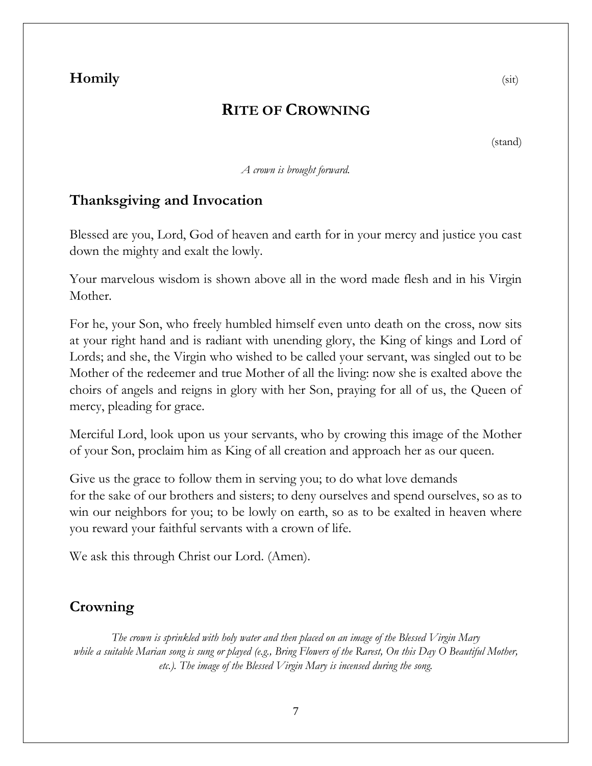**Homily** (sit)

# RITE OF CROWNING

(stand)

*A crown is brought forward.*

## Thanksgiving and Invocation

Blessed are you, Lord, God of heaven and earth for in your mercy and justice you cast down the mighty and exalt the lowly.

Your marvelous wisdom is shown above all in the word made flesh and in his Virgin Mother.

For he, your Son, who freely humbled himself even unto death on the cross, now sits at your right hand and is radiant with unending glory, the King of kings and Lord of Lords; and she, the Virgin who wished to be called your servant, was singled out to be Mother of the redeemer and true Mother of all the living: now she is exalted above the choirs of angels and reigns in glory with her Son, praying for all of us, the Queen of mercy, pleading for grace.

Merciful Lord, look upon us your servants, who by crowing this image of the Mother of your Son, proclaim him as King of all creation and approach her as our queen.

Give us the grace to follow them in serving you; to do what love demands for the sake of our brothers and sisters; to deny ourselves and spend ourselves, so as to win our neighbors for you; to be lowly on earth, so as to be exalted in heaven where you reward your faithful servants with a crown of life.

We ask this through Christ our Lord. (Amen).

## Crowning

*The crown is sprinkled with holy water and then placed on an image of the Blessed Virgin Mary while a suitable Marian song is sung or played (e.g., Bring Flowers of the Rarest, On this Day O Beautiful Mother, etc.). The image of the Blessed Virgin Mary is incensed during the song.*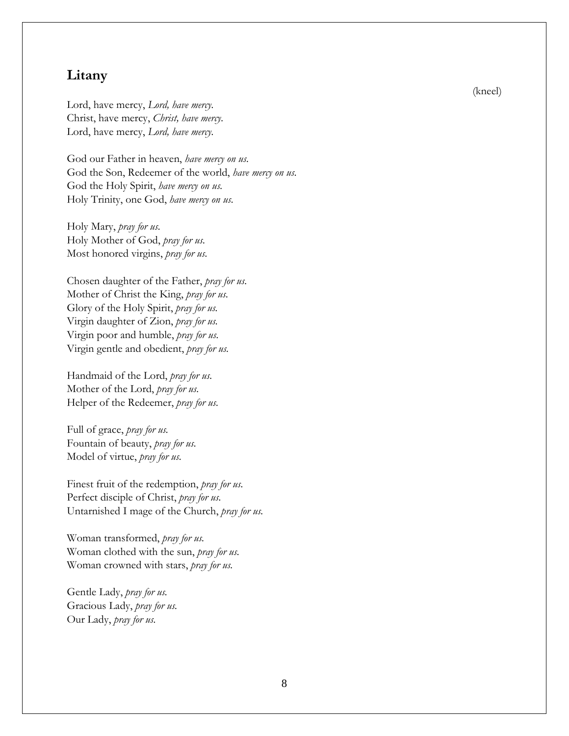## Litany

(kneel)

Lord, have mercy, *Lord, have mercy.*
Christ, have mercy, *Christ, have mercy.*
Lord, have mercy, *Lord, have mercy.*

God our Father in heaven, *have mercy on us.*
God the Son, Redeemer of the world, *have mercy on us.*
God the Holy Spirit, *have mercy on us.*
Holy Trinity, one God, *have mercy on us.*

Holy Mary, *pray for us.*
Holy Mother of God, *pray for us.*
Most honored virgins, *pray for us.*

Chosen daughter of the Father, *pray for us.*
Mother of Christ the King, *pray for us.*
Glory of the Holy Spirit, *pray for us.*
Virgin daughter of Zion, *pray for us.*
Virgin poor and humble, *pray for us.*
Virgin gentle and obedient, *pray for us.*

Handmaid of the Lord, *pray for us.*
Mother of the Lord, *pray for us.*
Helper of the Redeemer, *pray for us.*

Full of grace, *pray for us.*
Fountain of beauty, *pray for us.*
Model of virtue, *pray for us.*

Finest fruit of the redemption, *pray for us.*
Perfect disciple of Christ, *pray for us.*
Untarnished I mage of the Church, *pray for us.*

Woman transformed, *pray for us.*
Woman clothed with the sun, *pray for us.*
Woman crowned with stars, *pray for us.*

Gentle Lady, *pray for us.*
Gracious Lady, *pray for us.*
Our Lady, *pray for us.*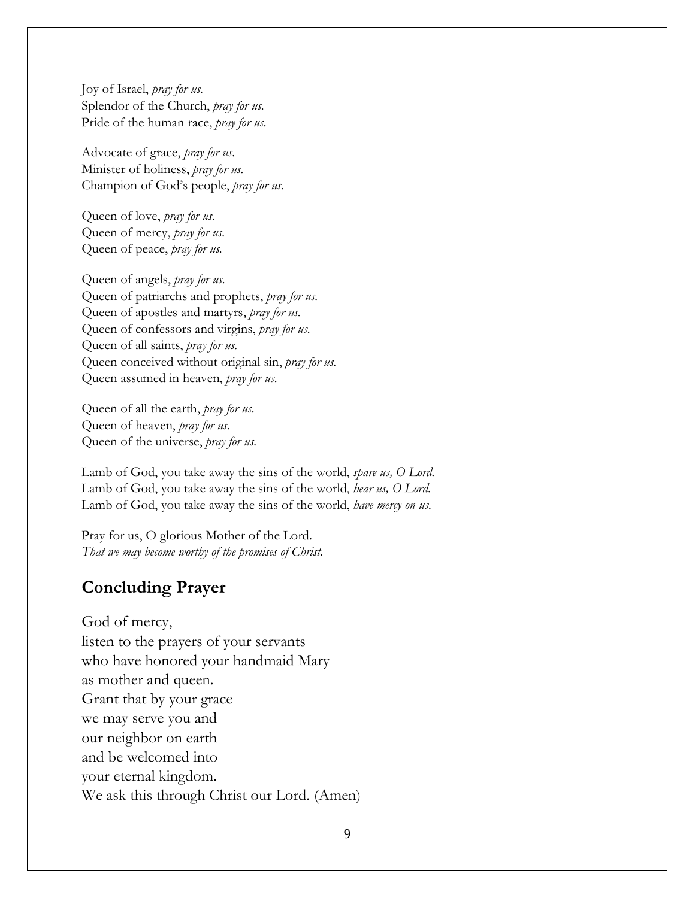Joy of Israel, *pray for us.*
Splendor of the Church, *pray for us.*
Pride of the human race, *pray for us.*

Advocate of grace, *pray for us.*
Minister of holiness, *pray for us.*
Champion of God's people, *pray for us.*

Queen of love, *pray for us.*
Queen of mercy, *pray for us.*
Queen of peace, *pray for us.*

Queen of angels, *pray for us.*
Queen of patriarchs and prophets, *pray for us.*
Queen of apostles and martyrs, *pray for us.*
Queen of confessors and virgins, *pray for us.*
Queen of all saints, *pray for us.*
Queen conceived without original sin, *pray for us.*
Queen assumed in heaven, *pray for us.*

Queen of all the earth, *pray for us.*
Queen of heaven, *pray for us.*
Queen of the universe, *pray for us.*

Lamb of God, you take away the sins of the world, *spare us, O Lord.*
Lamb of God, you take away the sins of the world, *hear us, O Lord.*
Lamb of God, you take away the sins of the world, *have mercy on us.*

Pray for us, O glorious Mother of the Lord.
*That we may become worthy of the promises of Christ.*

## Concluding Prayer

God of mercy,
listen to the prayers of your servants
who have honored your handmaid Mary
as mother and queen.
Grant that by your grace
we may serve you and
our neighbor on earth
and be welcomed into
your eternal kingdom.
We ask this through Christ our Lord. (Amen)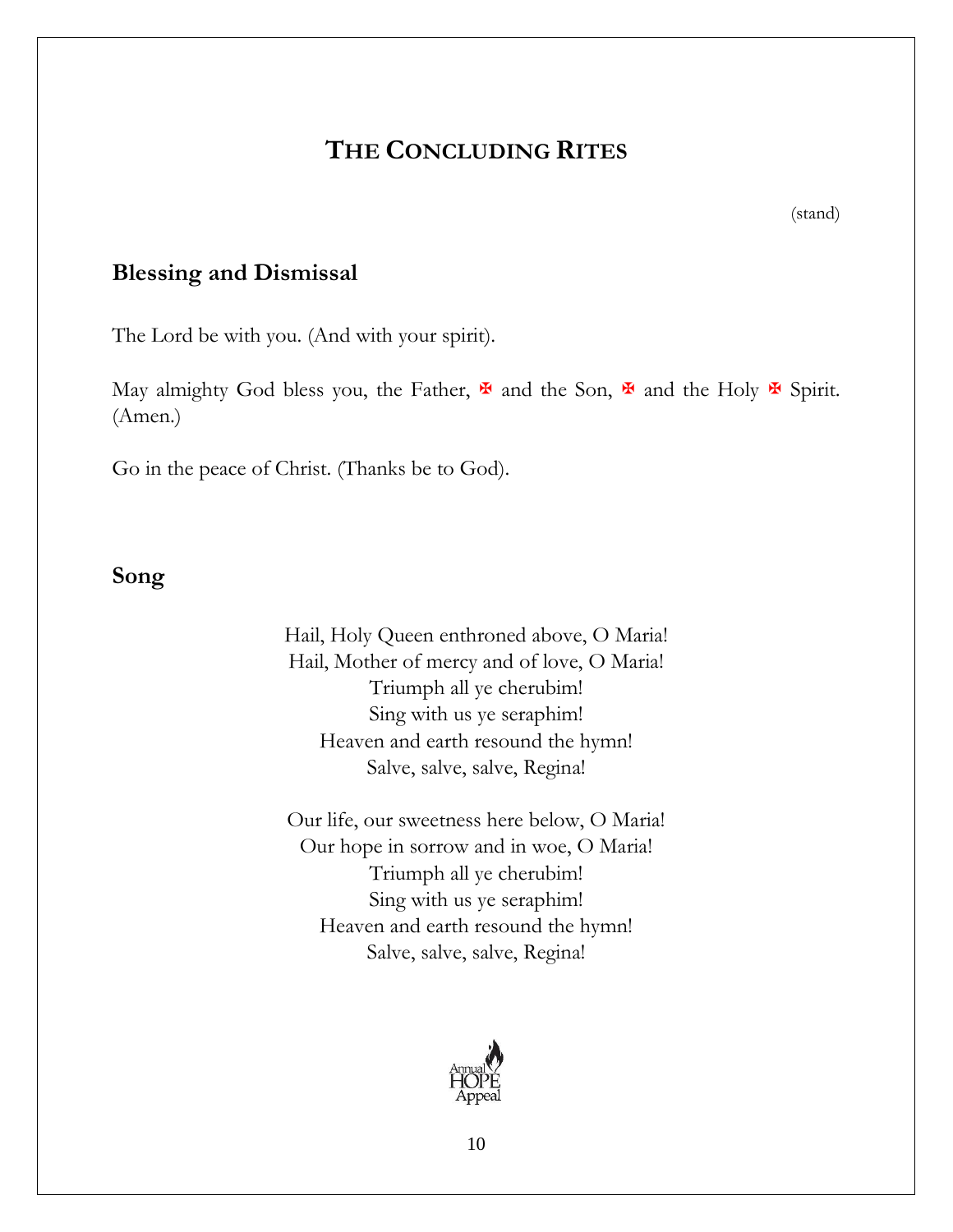# The Concluding Rites

(stand)

## Blessing and Dismissal

The Lord be with you. (And with your spirit).

May almighty God bless you, the Father, ✠ and the Son, ✠ and the Holy ✠ Spirit. (Amen.)

Go in the peace of Christ. (Thanks be to God).

## Song

Hail, Holy Queen enthroned above, O Maria!
Hail, Mother of mercy and of love, O Maria!
Triumph all ye cherubim!
Sing with us ye seraphim!
Heaven and earth resound the hymn!
Salve, salve, salve, Regina!

Our life, our sweetness here below, O Maria!
Our hope in sorrow and in woe, O Maria!
Triumph all ye cherubim!
Sing with us ye seraphim!
Heaven and earth resound the hymn!
Salve, salve, salve, Regina!

Annual HOPE Appeal